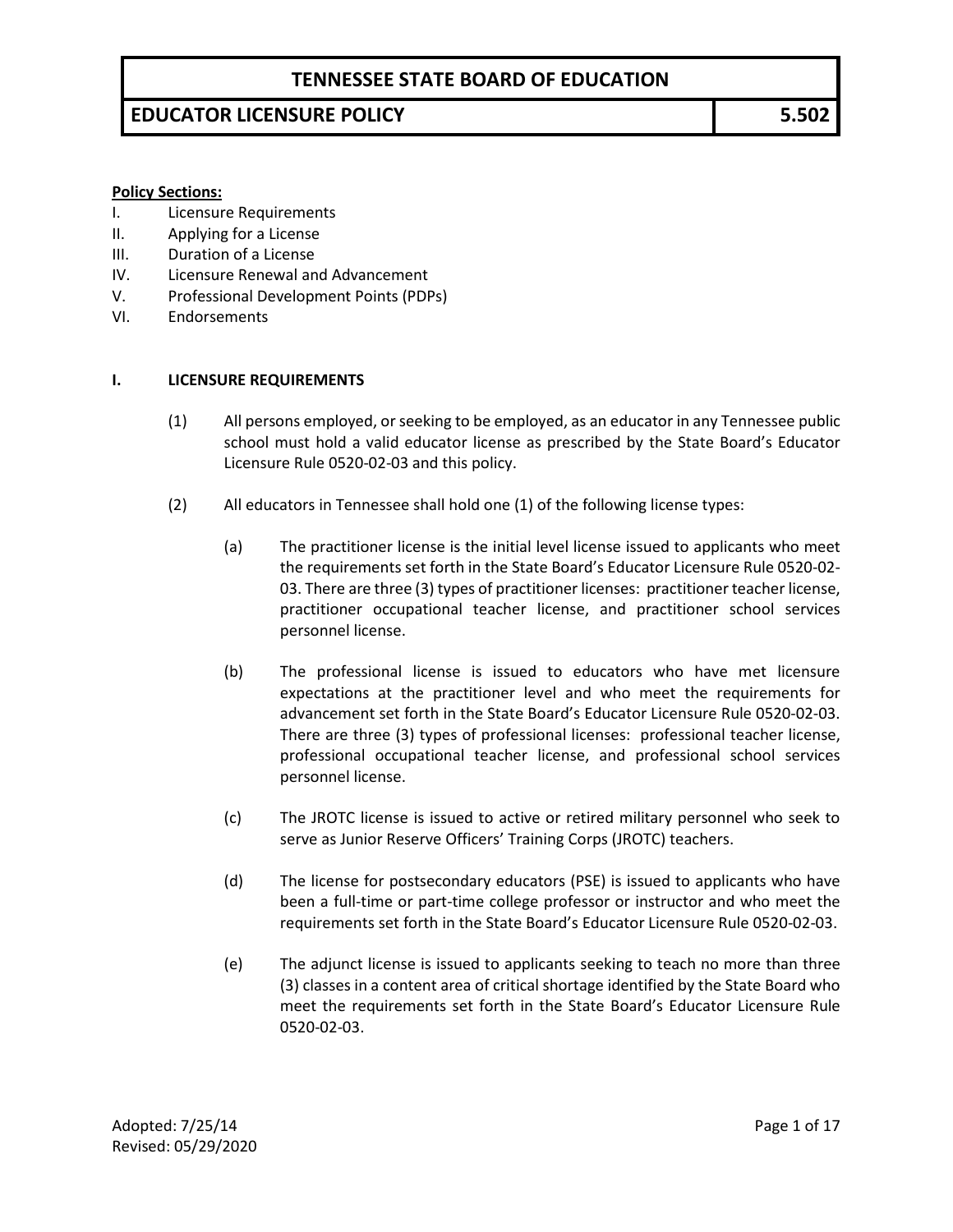# TENNESSEE STATE BOARD OF EDUCATION

## EDUCATOR LICENSURE POLICY — 5.502

**Policy Sections:**

I. Licensure Requirements
II. Applying for a License
III. Duration of a License
IV. Licensure Renewal and Advancement
V. Professional Development Points (PDPs)
VI. Endorsements

### I. LICENSURE REQUIREMENTS

(1) All persons employed, or seeking to be employed, as an educator in any Tennessee public school must hold a valid educator license as prescribed by the State Board's Educator Licensure Rule 0520-02-03 and this policy.

(2) All educators in Tennessee shall hold one (1) of the following license types:

(a) The practitioner license is the initial level license issued to applicants who meet the requirements set forth in the State Board's Educator Licensure Rule 0520-02-03. There are three (3) types of practitioner licenses: practitioner teacher license, practitioner occupational teacher license, and practitioner school services personnel license.

(b) The professional license is issued to educators who have met licensure expectations at the practitioner level and who meet the requirements for advancement set forth in the State Board's Educator Licensure Rule 0520-02-03. There are three (3) types of professional licenses: professional teacher license, professional occupational teacher license, and professional school services personnel license.

(c) The JROTC license is issued to active or retired military personnel who seek to serve as Junior Reserve Officers' Training Corps (JROTC) teachers.

(d) The license for postsecondary educators (PSE) is issued to applicants who have been a full-time or part-time college professor or instructor and who meet the requirements set forth in the State Board's Educator Licensure Rule 0520-02-03.

(e) The adjunct license is issued to applicants seeking to teach no more than three (3) classes in a content area of critical shortage identified by the State Board who meet the requirements set forth in the State Board's Educator Licensure Rule 0520-02-03.

Adopted: 7/25/14
Revised: 05/29/2020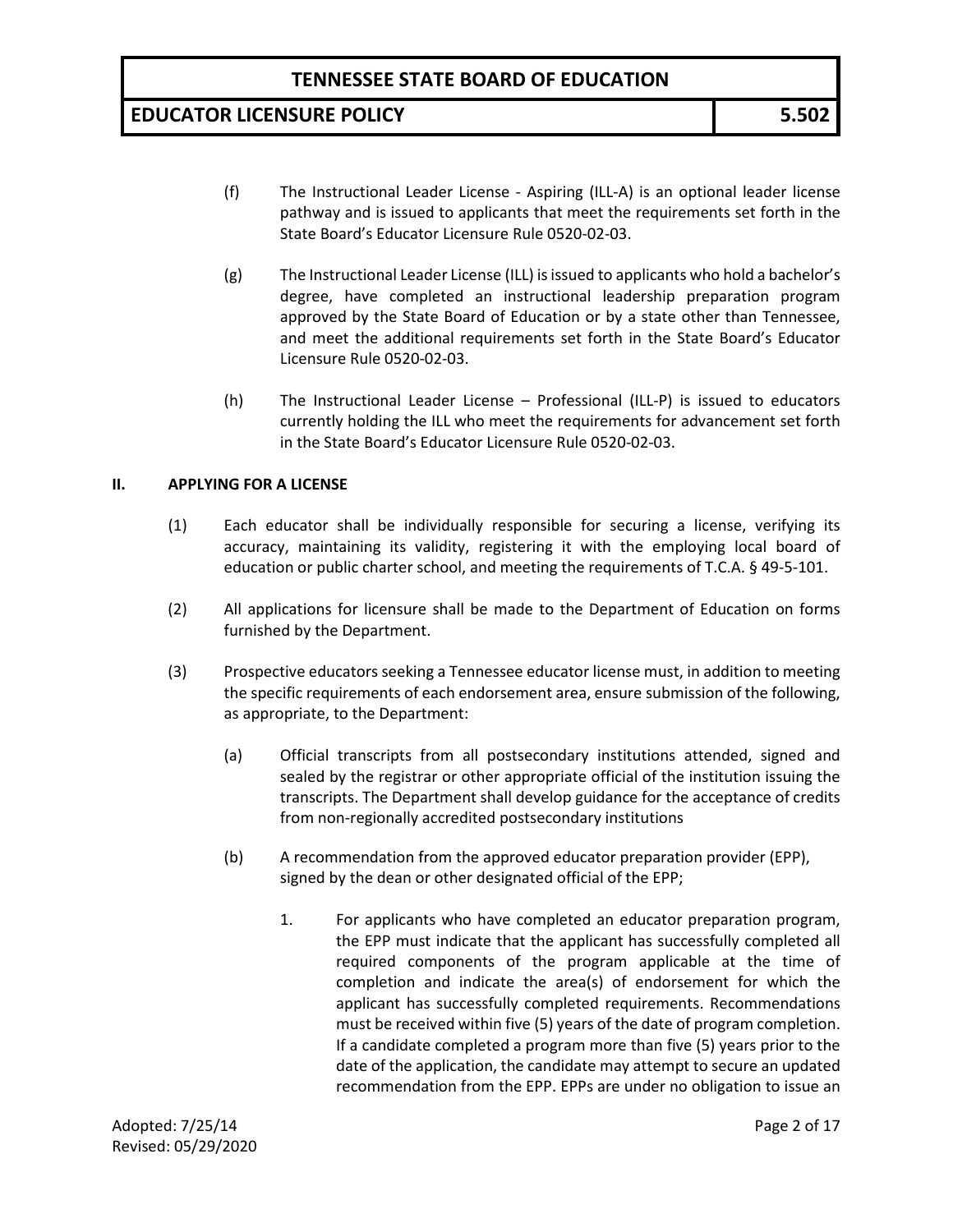(f) The Instructional Leader License - Aspiring (ILL-A) is an optional leader license pathway and is issued to applicants that meet the requirements set forth in the State Board's Educator Licensure Rule 0520-02-03.

(g) The Instructional Leader License (ILL) is issued to applicants who hold a bachelor's degree, have completed an instructional leadership preparation program approved by the State Board of Education or by a state other than Tennessee, and meet the additional requirements set forth in the State Board's Educator Licensure Rule 0520-02-03.

(h) The Instructional Leader License – Professional (ILL-P) is issued to educators currently holding the ILL who meet the requirements for advancement set forth in the State Board's Educator Licensure Rule 0520-02-03.

## II. APPLYING FOR A LICENSE

(1) Each educator shall be individually responsible for securing a license, verifying its accuracy, maintaining its validity, registering it with the employing local board of education or public charter school, and meeting the requirements of T.C.A. § 49-5-101.

(2) All applications for licensure shall be made to the Department of Education on forms furnished by the Department.

(3) Prospective educators seeking a Tennessee educator license must, in addition to meeting the specific requirements of each endorsement area, ensure submission of the following, as appropriate, to the Department:

(a) Official transcripts from all postsecondary institutions attended, signed and sealed by the registrar or other appropriate official of the institution issuing the transcripts. The Department shall develop guidance for the acceptance of credits from non-regionally accredited postsecondary institutions

(b) A recommendation from the approved educator preparation provider (EPP), signed by the dean or other designated official of the EPP;

1. For applicants who have completed an educator preparation program, the EPP must indicate that the applicant has successfully completed all required components of the program applicable at the time of completion and indicate the area(s) of endorsement for which the applicant has successfully completed requirements. Recommendations must be received within five (5) years of the date of program completion. If a candidate completed a program more than five (5) years prior to the date of the application, the candidate may attempt to secure an updated recommendation from the EPP. EPPs are under no obligation to issue an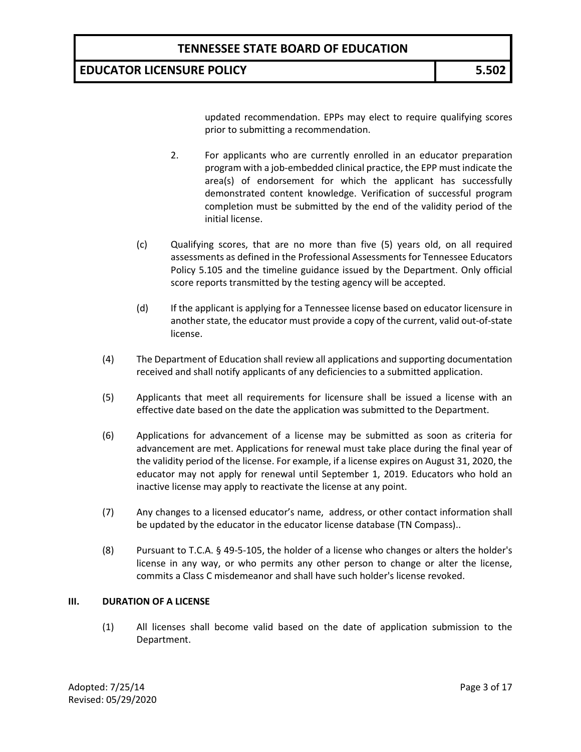updated recommendation. EPPs may elect to require qualifying scores prior to submitting a recommendation.

2. For applicants who are currently enrolled in an educator preparation program with a job-embedded clinical practice, the EPP must indicate the area(s) of endorsement for which the applicant has successfully demonstrated content knowledge. Verification of successful program completion must be submitted by the end of the validity period of the initial license.

(c) Qualifying scores, that are no more than five (5) years old, on all required assessments as defined in the Professional Assessments for Tennessee Educators Policy 5.105 and the timeline guidance issued by the Department. Only official score reports transmitted by the testing agency will be accepted.

(d) If the applicant is applying for a Tennessee license based on educator licensure in another state, the educator must provide a copy of the current, valid out-of-state license.

(4) The Department of Education shall review all applications and supporting documentation received and shall notify applicants of any deficiencies to a submitted application.

(5) Applicants that meet all requirements for licensure shall be issued a license with an effective date based on the date the application was submitted to the Department.

(6) Applications for advancement of a license may be submitted as soon as criteria for advancement are met. Applications for renewal must take place during the final year of the validity period of the license. For example, if a license expires on August 31, 2020, the educator may not apply for renewal until September 1, 2019. Educators who hold an inactive license may apply to reactivate the license at any point.

(7) Any changes to a licensed educator's name, address, or other contact information shall be updated by the educator in the educator license database (TN Compass)..

(8) Pursuant to T.C.A. § 49-5-105, the holder of a license who changes or alters the holder's license in any way, or who permits any other person to change or alter the license, commits a Class C misdemeanor and shall have such holder's license revoked.

## III. DURATION OF A LICENSE

(1) All licenses shall become valid based on the date of application submission to the Department.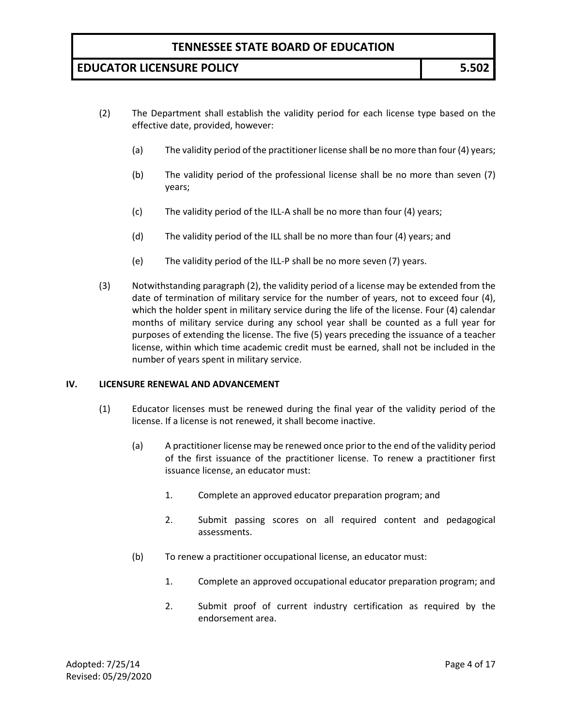(2) The Department shall establish the validity period for each license type based on the effective date, provided, however:

  (a) The validity period of the practitioner license shall be no more than four (4) years;

  (b) The validity period of the professional license shall be no more than seven (7) years;

  (c) The validity period of the ILL-A shall be no more than four (4) years;

  (d) The validity period of the ILL shall be no more than four (4) years; and

  (e) The validity period of the ILL-P shall be no more seven (7) years.

(3) Notwithstanding paragraph (2), the validity period of a license may be extended from the date of termination of military service for the number of years, not to exceed four (4), which the holder spent in military service during the life of the license. Four (4) calendar months of military service during any school year shall be counted as a full year for purposes of extending the license. The five (5) years preceding the issuance of a teacher license, within which time academic credit must be earned, shall not be included in the number of years spent in military service.

## IV. LICENSURE RENEWAL AND ADVANCEMENT

(1) Educator licenses must be renewed during the final year of the validity period of the license. If a license is not renewed, it shall become inactive.

  (a) A practitioner license may be renewed once prior to the end of the validity period of the first issuance of the practitioner license. To renew a practitioner first issuance license, an educator must:

    1. Complete an approved educator preparation program; and

    2. Submit passing scores on all required content and pedagogical assessments.

  (b) To renew a practitioner occupational license, an educator must:

    1. Complete an approved occupational educator preparation program; and

    2. Submit proof of current industry certification as required by the endorsement area.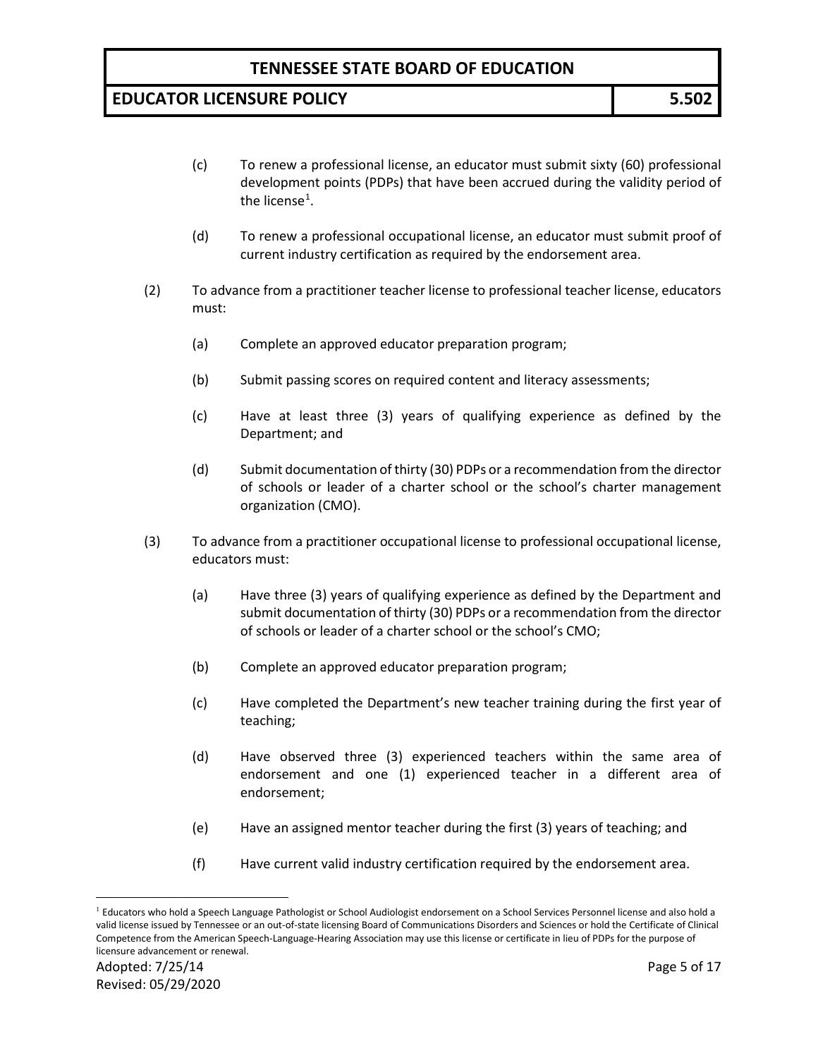(c) To renew a professional license, an educator must submit sixty (60) professional development points (PDPs) that have been accrued during the validity period of the license[1].

(d) To renew a professional occupational license, an educator must submit proof of current industry certification as required by the endorsement area.

(2) To advance from a practitioner teacher license to professional teacher license, educators must:

(a) Complete an approved educator preparation program;

(b) Submit passing scores on required content and literacy assessments;

(c) Have at least three (3) years of qualifying experience as defined by the Department; and

(d) Submit documentation of thirty (30) PDPs or a recommendation from the director of schools or leader of a charter school or the school's charter management organization (CMO).

(3) To advance from a practitioner occupational license to professional occupational license, educators must:

(a) Have three (3) years of qualifying experience as defined by the Department and submit documentation of thirty (30) PDPs or a recommendation from the director of schools or leader of a charter school or the school's CMO;

(b) Complete an approved educator preparation program;

(c) Have completed the Department's new teacher training during the first year of teaching;

(d) Have observed three (3) experienced teachers within the same area of endorsement and one (1) experienced teacher in a different area of endorsement;

(e) Have an assigned mentor teacher during the first (3) years of teaching; and

(f) Have current valid industry certification required by the endorsement area.

---

[1] Educators who hold a Speech Language Pathologist or School Audiologist endorsement on a School Services Personnel license and also hold a valid license issued by Tennessee or an out-of-state licensing Board of Communications Disorders and Sciences or hold the Certificate of Clinical Competence from the American Speech-Language-Hearing Association may use this license or certificate in lieu of PDPs for the purpose of licensure advancement or renewal.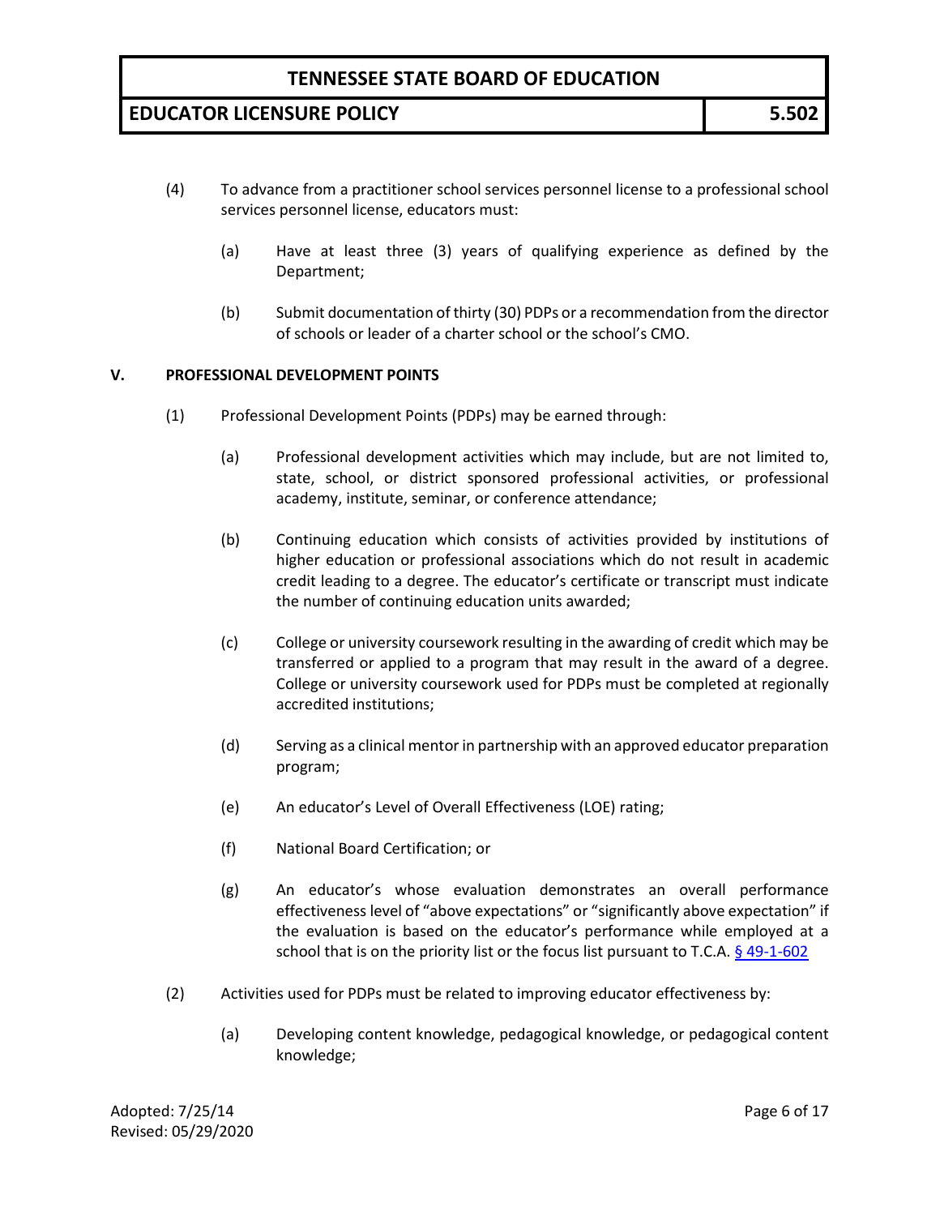(4) To advance from a practitioner school services personnel license to a professional school services personnel license, educators must:

   (a) Have at least three (3) years of qualifying experience as defined by the Department;

   (b) Submit documentation of thirty (30) PDPs or a recommendation from the director of schools or leader of a charter school or the school's CMO.

## V. PROFESSIONAL DEVELOPMENT POINTS

(1) Professional Development Points (PDPs) may be earned through:

   (a) Professional development activities which may include, but are not limited to, state, school, or district sponsored professional activities, or professional academy, institute, seminar, or conference attendance;

   (b) Continuing education which consists of activities provided by institutions of higher education or professional associations which do not result in academic credit leading to a degree. The educator's certificate or transcript must indicate the number of continuing education units awarded;

   (c) College or university coursework resulting in the awarding of credit which may be transferred or applied to a program that may result in the award of a degree. College or university coursework used for PDPs must be completed at regionally accredited institutions;

   (d) Serving as a clinical mentor in partnership with an approved educator preparation program;

   (e) An educator's Level of Overall Effectiveness (LOE) rating;

   (f) National Board Certification; or

   (g) An educator's whose evaluation demonstrates an overall performance effectiveness level of "above expectations" or "significantly above expectation" if the evaluation is based on the educator's performance while employed at a school that is on the priority list or the focus list pursuant to T.C.A. [§ 49-1-602](#)

(2) Activities used for PDPs must be related to improving educator effectiveness by:

   (a) Developing content knowledge, pedagogical knowledge, or pedagogical content knowledge;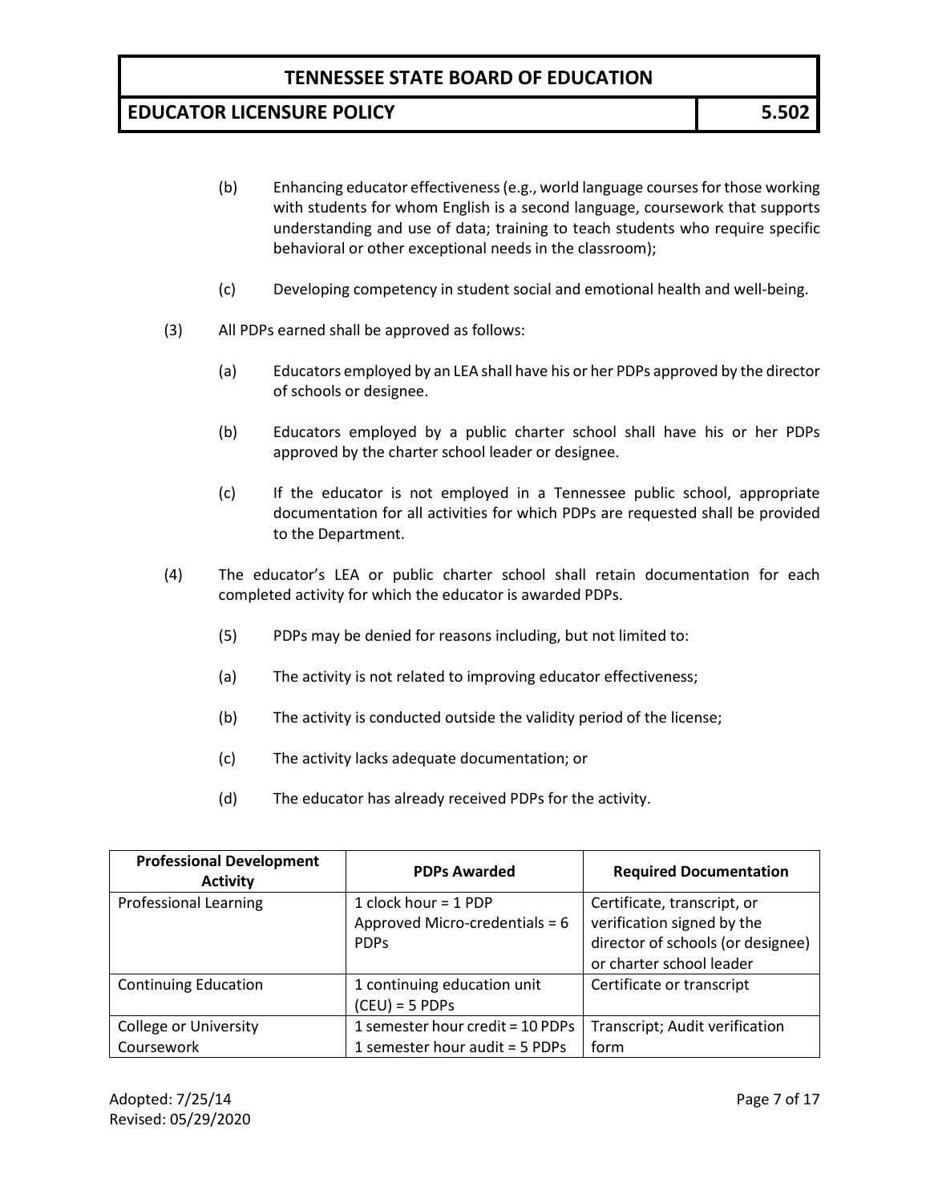(b) Enhancing educator effectiveness (e.g., world language courses for those working with students for whom English is a second language, coursework that supports understanding and use of data; training to teach students who require specific behavioral or other exceptional needs in the classroom);

(c) Developing competency in student social and emotional health and well-being.

(3) All PDPs earned shall be approved as follows:

(a) Educators employed by an LEA shall have his or her PDPs approved by the director of schools or designee.

(b) Educators employed by a public charter school shall have his or her PDPs approved by the charter school leader or designee.

(c) If the educator is not employed in a Tennessee public school, appropriate documentation for all activities for which PDPs are requested shall be provided to the Department.

(4) The educator's LEA or public charter school shall retain documentation for each completed activity for which the educator is awarded PDPs.

(5) PDPs may be denied for reasons including, but not limited to:

(a) The activity is not related to improving educator effectiveness;

(b) The activity is conducted outside the validity period of the license;

(c) The activity lacks adequate documentation; or

(d) The educator has already received PDPs for the activity.

| Professional Development Activity | PDPs Awarded | Required Documentation |
|---|---|---|
| Professional Learning | 1 clock hour = 1 PDP<br>Approved Micro-credentials = 6 PDPs | Certificate, transcript, or verification signed by the director of schools (or designee) or charter school leader |
| Continuing Education | 1 continuing education unit (CEU) = 5 PDPs | Certificate or transcript |
| College or University Coursework | 1 semester hour credit = 10 PDPs<br>1 semester hour audit = 5 PDPs | Transcript; Audit verification form |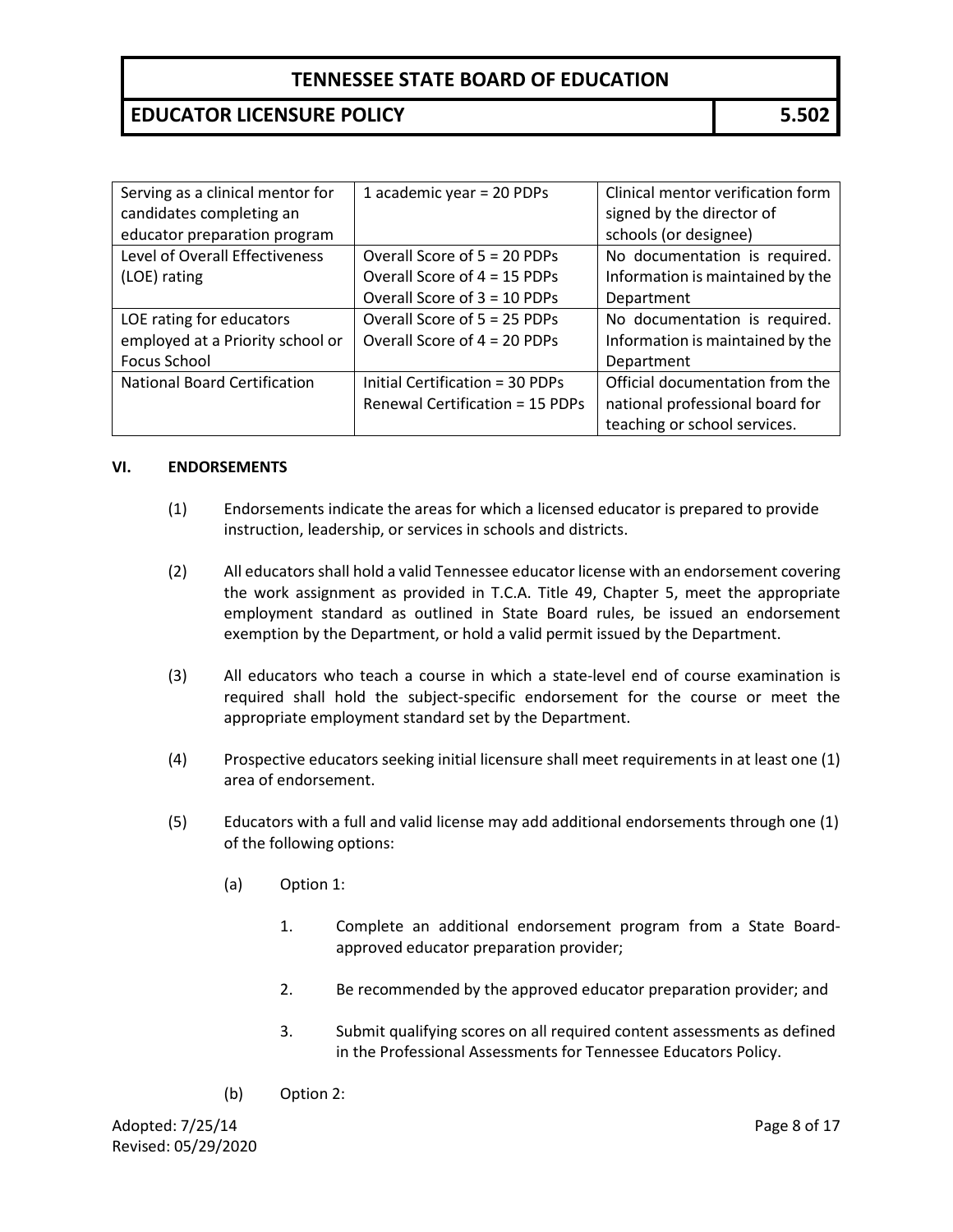| | | |
|---|---|---|
| Serving as a clinical mentor for candidates completing an educator preparation program | 1 academic year = 20 PDPs | Clinical mentor verification form signed by the director of schools (or designee) |
| Level of Overall Effectiveness (LOE) rating | Overall Score of 5 = 20 PDPs<br>Overall Score of 4 = 15 PDPs<br>Overall Score of 3 = 10 PDPs | No documentation is required. Information is maintained by the Department |
| LOE rating for educators employed at a Priority school or Focus School | Overall Score of 5 = 25 PDPs<br>Overall Score of 4 = 20 PDPs | No documentation is required. Information is maintained by the Department |
| National Board Certification | Initial Certification = 30 PDPs<br>Renewal Certification = 15 PDPs | Official documentation from the national professional board for teaching or school services. |

**VI. ENDORSEMENTS**

(1) Endorsements indicate the areas for which a licensed educator is prepared to provide instruction, leadership, or services in schools and districts.

(2) All educators shall hold a valid Tennessee educator license with an endorsement covering the work assignment as provided in T.C.A. Title 49, Chapter 5, meet the appropriate employment standard as outlined in State Board rules, be issued an endorsement exemption by the Department, or hold a valid permit issued by the Department.

(3) All educators who teach a course in which a state-level end of course examination is required shall hold the subject-specific endorsement for the course or meet the appropriate employment standard set by the Department.

(4) Prospective educators seeking initial licensure shall meet requirements in at least one (1) area of endorsement.

(5) Educators with a full and valid license may add additional endorsements through one (1) of the following options:

(a) Option 1:

1. Complete an additional endorsement program from a State Board-approved educator preparation provider;

2. Be recommended by the approved educator preparation provider; and

3. Submit qualifying scores on all required content assessments as defined in the Professional Assessments for Tennessee Educators Policy.

(b) Option 2: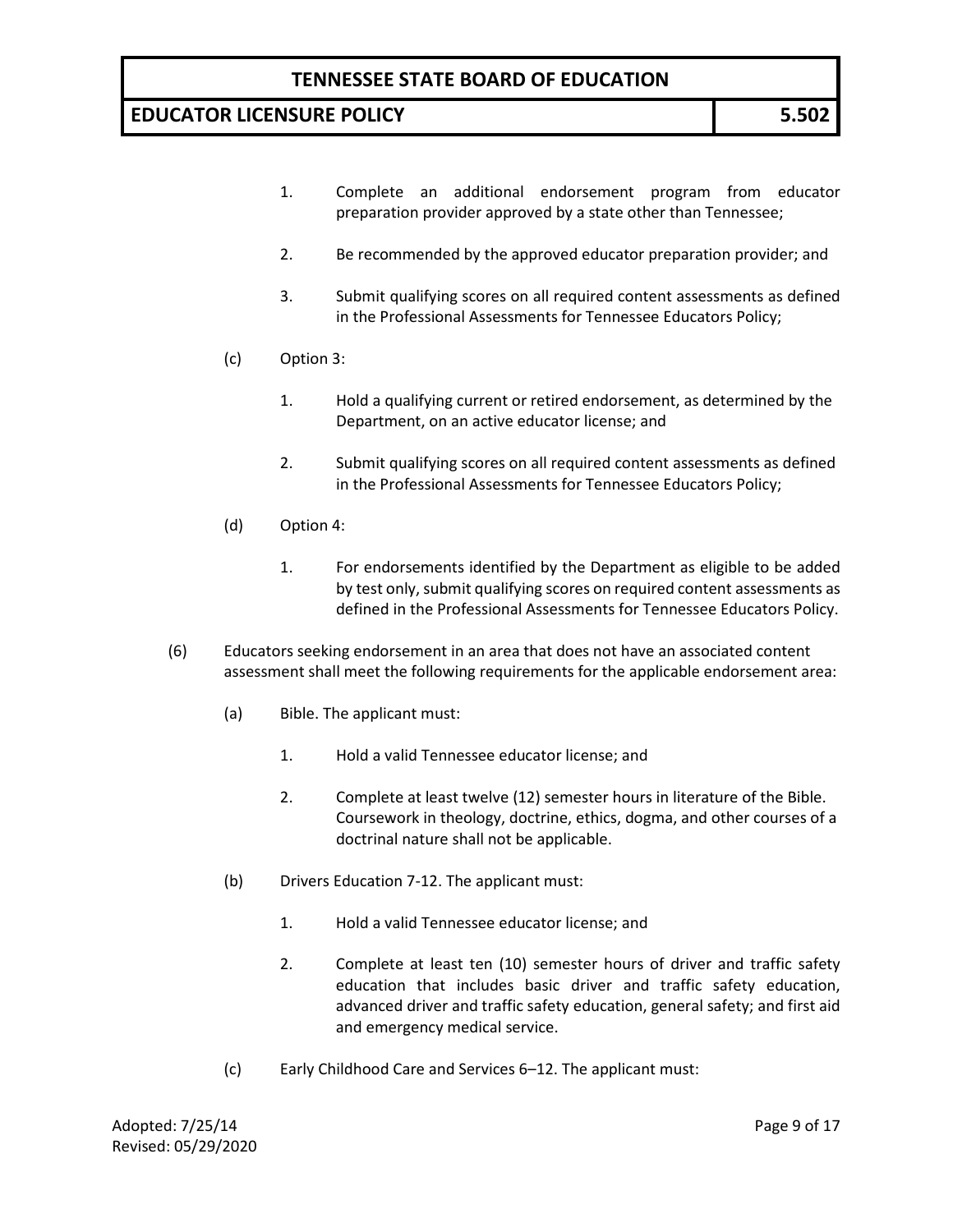1. Complete an additional endorsement program from educator preparation provider approved by a state other than Tennessee;

2. Be recommended by the approved educator preparation provider; and

3. Submit qualifying scores on all required content assessments as defined in the Professional Assessments for Tennessee Educators Policy;

(c) Option 3:

1. Hold a qualifying current or retired endorsement, as determined by the Department, on an active educator license; and

2. Submit qualifying scores on all required content assessments as defined in the Professional Assessments for Tennessee Educators Policy;

(d) Option 4:

1. For endorsements identified by the Department as eligible to be added by test only, submit qualifying scores on required content assessments as defined in the Professional Assessments for Tennessee Educators Policy.

(6) Educators seeking endorsement in an area that does not have an associated content assessment shall meet the following requirements for the applicable endorsement area:

(a) Bible. The applicant must:

1. Hold a valid Tennessee educator license; and

2. Complete at least twelve (12) semester hours in literature of the Bible. Coursework in theology, doctrine, ethics, dogma, and other courses of a doctrinal nature shall not be applicable.

(b) Drivers Education 7-12. The applicant must:

1. Hold a valid Tennessee educator license; and

2. Complete at least ten (10) semester hours of driver and traffic safety education that includes basic driver and traffic safety education, advanced driver and traffic safety education, general safety; and first aid and emergency medical service.

(c) Early Childhood Care and Services 6–12. The applicant must: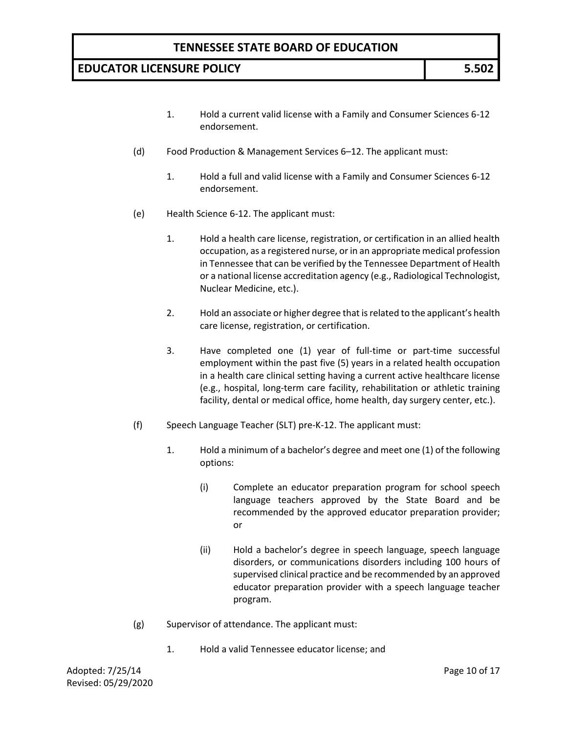1. Hold a current valid license with a Family and Consumer Sciences 6-12 endorsement.

(d) Food Production & Management Services 6–12. The applicant must:

1. Hold a full and valid license with a Family and Consumer Sciences 6-12 endorsement.

(e) Health Science 6-12. The applicant must:

1. Hold a health care license, registration, or certification in an allied health occupation, as a registered nurse, or in an appropriate medical profession in Tennessee that can be verified by the Tennessee Department of Health or a national license accreditation agency (e.g., Radiological Technologist, Nuclear Medicine, etc.).

2. Hold an associate or higher degree that is related to the applicant's health care license, registration, or certification.

3. Have completed one (1) year of full-time or part-time successful employment within the past five (5) years in a related health occupation in a health care clinical setting having a current active healthcare license (e.g., hospital, long-term care facility, rehabilitation or athletic training facility, dental or medical office, home health, day surgery center, etc.).

(f) Speech Language Teacher (SLT) pre-K-12. The applicant must:

1. Hold a minimum of a bachelor's degree and meet one (1) of the following options:

   (i) Complete an educator preparation program for school speech language teachers approved by the State Board and be recommended by the approved educator preparation provider; or

   (ii) Hold a bachelor's degree in speech language, speech language disorders, or communications disorders including 100 hours of supervised clinical practice and be recommended by an approved educator preparation provider with a speech language teacher program.

(g) Supervisor of attendance. The applicant must:

1. Hold a valid Tennessee educator license; and

Adopted: 7/25/14
Revised: 05/29/2020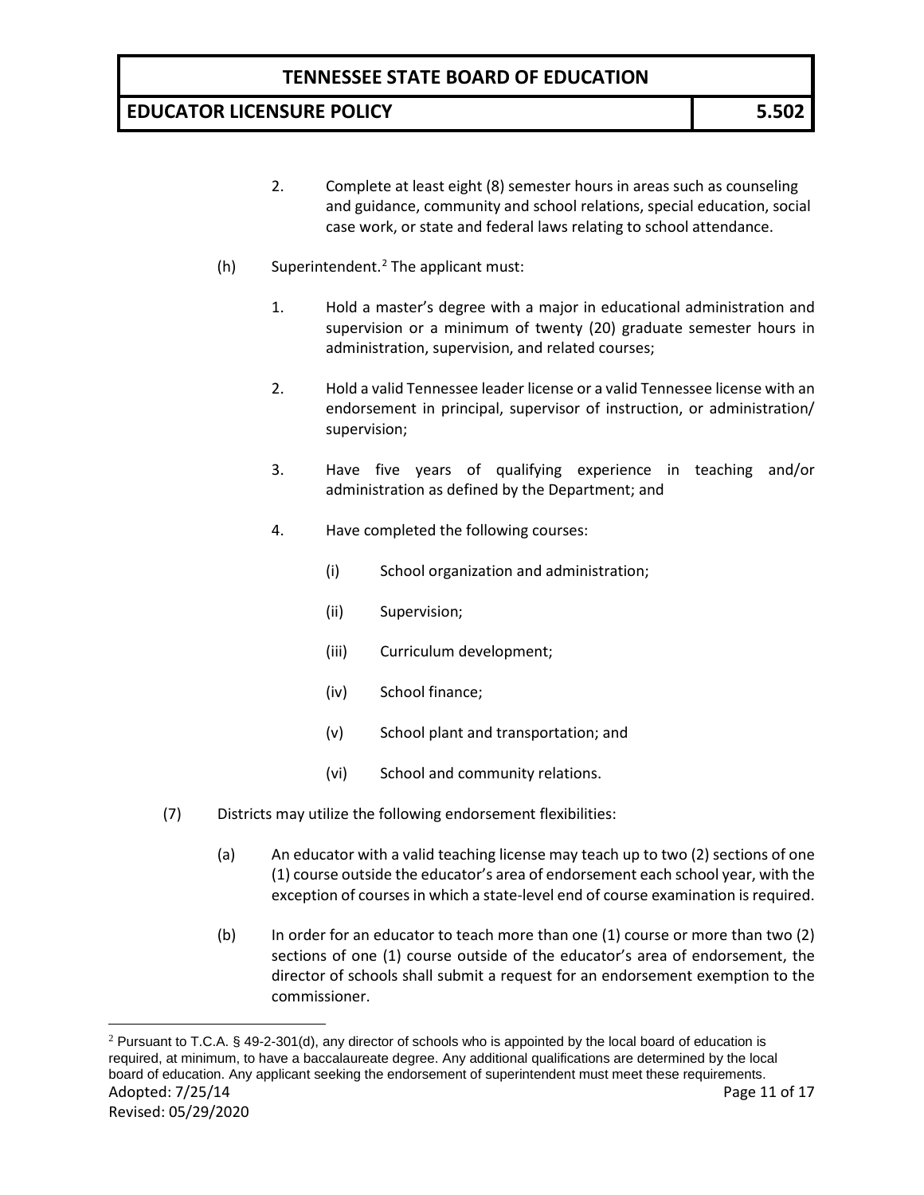2. Complete at least eight (8) semester hours in areas such as counseling and guidance, community and school relations, special education, social case work, or state and federal laws relating to school attendance.

(h) Superintendent.[2] The applicant must:

1. Hold a master's degree with a major in educational administration and supervision or a minimum of twenty (20) graduate semester hours in administration, supervision, and related courses;

2. Hold a valid Tennessee leader license or a valid Tennessee license with an endorsement in principal, supervisor of instruction, or administration/ supervision;

3. Have five years of qualifying experience in teaching and/or administration as defined by the Department; and

4. Have completed the following courses:

   (i) School organization and administration;

   (ii) Supervision;

   (iii) Curriculum development;

   (iv) School finance;

   (v) School plant and transportation; and

   (vi) School and community relations.

(7) Districts may utilize the following endorsement flexibilities:

(a) An educator with a valid teaching license may teach up to two (2) sections of one (1) course outside the educator's area of endorsement each school year, with the exception of courses in which a state-level end of course examination is required.

(b) In order for an educator to teach more than one (1) course or more than two (2) sections of one (1) course outside of the educator's area of endorsement, the director of schools shall submit a request for an endorsement exemption to the commissioner.

---

[2] Pursuant to T.C.A. § 49-2-301(d), any director of schools who is appointed by the local board of education is required, at minimum, to have a baccalaureate degree. Any additional qualifications are determined by the local board of education. Any applicant seeking the endorsement of superintendent must meet these requirements.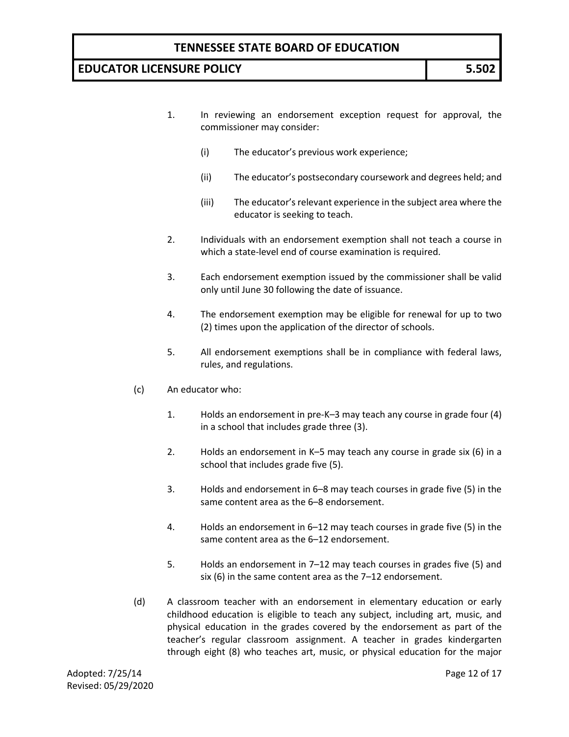1. In reviewing an endorsement exception request for approval, the commissioner may consider:

   (i) The educator's previous work experience;

   (ii) The educator's postsecondary coursework and degrees held; and

   (iii) The educator's relevant experience in the subject area where the educator is seeking to teach.

2. Individuals with an endorsement exemption shall not teach a course in which a state-level end of course examination is required.

3. Each endorsement exemption issued by the commissioner shall be valid only until June 30 following the date of issuance.

4. The endorsement exemption may be eligible for renewal for up to two (2) times upon the application of the director of schools.

5. All endorsement exemptions shall be in compliance with federal laws, rules, and regulations.

(c) An educator who:

1. Holds an endorsement in pre-K–3 may teach any course in grade four (4) in a school that includes grade three (3).

2. Holds an endorsement in K–5 may teach any course in grade six (6) in a school that includes grade five (5).

3. Holds and endorsement in 6–8 may teach courses in grade five (5) in the same content area as the 6–8 endorsement.

4. Holds an endorsement in 6–12 may teach courses in grade five (5) in the same content area as the 6–12 endorsement.

5. Holds an endorsement in 7–12 may teach courses in grades five (5) and six (6) in the same content area as the 7–12 endorsement.

(d) A classroom teacher with an endorsement in elementary education or early childhood education is eligible to teach any subject, including art, music, and physical education in the grades covered by the endorsement as part of the teacher's regular classroom assignment. A teacher in grades kindergarten through eight (8) who teaches art, music, or physical education for the major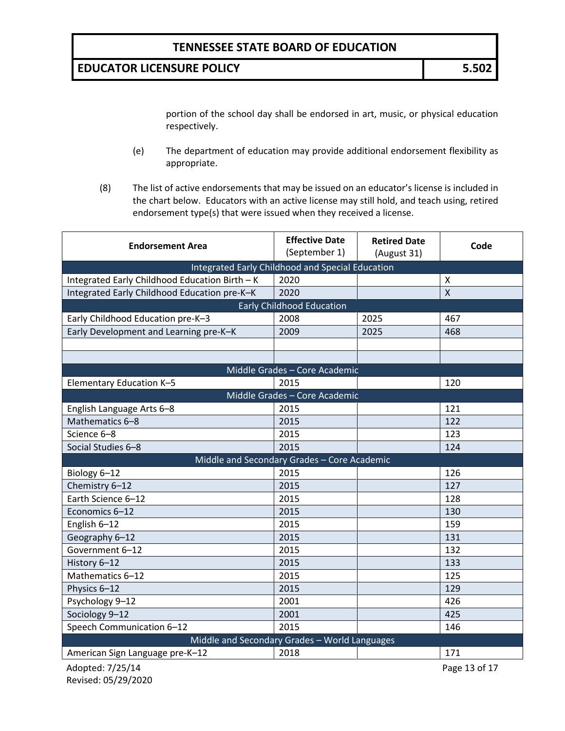portion of the school day shall be endorsed in art, music, or physical education respectively.

(e) The department of education may provide additional endorsement flexibility as appropriate.

(8) The list of active endorsements that may be issued on an educator's license is included in the chart below. Educators with an active license may still hold, and teach using, retired endorsement type(s) that were issued when they received a license.

| Endorsement Area | Effective Date (September 1) | Retired Date (August 31) | Code |
|---|---|---|---|
| Integrated Early Childhood and Special Education | | | |
| Integrated Early Childhood Education Birth – K | 2020 | | X |
| Integrated Early Childhood Education pre-K–K | 2020 | | X |
| Early Childhood Education | | | |
| Early Childhood Education pre-K–3 | 2008 | 2025 | 467 |
| Early Development and Learning pre-K–K | 2009 | 2025 | 468 |
| | | | |
| | | | |
| Middle Grades – Core Academic | | | |
| Elementary Education K–5 | 2015 | | 120 |
| Middle Grades – Core Academic | | | |
| English Language Arts 6–8 | 2015 | | 121 |
| Mathematics 6–8 | 2015 | | 122 |
| Science 6–8 | 2015 | | 123 |
| Social Studies 6–8 | 2015 | | 124 |
| Middle and Secondary Grades – Core Academic | | | |
| Biology 6–12 | 2015 | | 126 |
| Chemistry 6–12 | 2015 | | 127 |
| Earth Science 6–12 | 2015 | | 128 |
| Economics 6–12 | 2015 | | 130 |
| English 6–12 | 2015 | | 159 |
| Geography 6–12 | 2015 | | 131 |
| Government 6–12 | 2015 | | 132 |
| History 6–12 | 2015 | | 133 |
| Mathematics 6–12 | 2015 | | 125 |
| Physics 6–12 | 2015 | | 129 |
| Psychology 9–12 | 2001 | | 426 |
| Sociology 9–12 | 2001 | | 425 |
| Speech Communication 6–12 | 2015 | | 146 |
| Middle and Secondary Grades – World Languages | | | |
| American Sign Language pre-K–12 | 2018 | | 171 |

Adopted: 7/25/14
Revised: 05/29/2020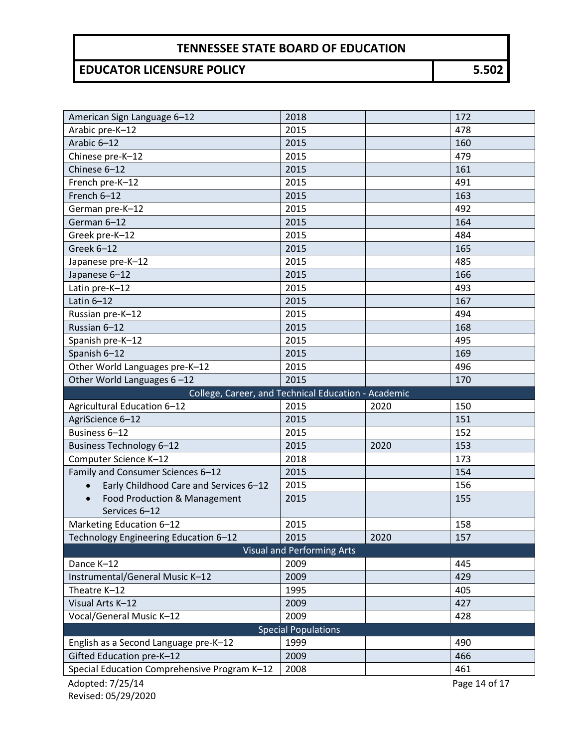| | | | |
|---|---|---|---|
| American Sign Language 6–12 | 2018 | | 172 |
| Arabic pre-K–12 | 2015 | | 478 |
| Arabic 6–12 | 2015 | | 160 |
| Chinese pre-K–12 | 2015 | | 479 |
| Chinese 6–12 | 2015 | | 161 |
| French pre-K–12 | 2015 | | 491 |
| French 6–12 | 2015 | | 163 |
| German pre-K–12 | 2015 | | 492 |
| German 6–12 | 2015 | | 164 |
| Greek pre-K–12 | 2015 | | 484 |
| Greek 6–12 | 2015 | | 165 |
| Japanese pre-K–12 | 2015 | | 485 |
| Japanese 6–12 | 2015 | | 166 |
| Latin pre-K–12 | 2015 | | 493 |
| Latin 6–12 | 2015 | | 167 |
| Russian pre-K–12 | 2015 | | 494 |
| Russian 6–12 | 2015 | | 168 |
| Spanish pre-K–12 | 2015 | | 495 |
| Spanish 6–12 | 2015 | | 169 |
| Other World Languages pre-K–12 | 2015 | | 496 |
| Other World Languages 6 –12 | 2015 | | 170 |
| **College, Career, and Technical Education - Academic** | | | |
| Agricultural Education 6–12 | 2015 | 2020 | 150 |
| AgriScience 6–12 | 2015 | | 151 |
| Business 6–12 | 2015 | | 152 |
| Business Technology 6–12 | 2015 | 2020 | 153 |
| Computer Science K–12 | 2018 | | 173 |
| Family and Consumer Sciences 6–12 | 2015 | | 154 |
| • Early Childhood Care and Services 6–12 | 2015 | | 156 |
| • Food Production & Management Services 6–12 | 2015 | | 155 |
| Marketing Education 6–12 | 2015 | | 158 |
| Technology Engineering Education 6–12 | 2015 | 2020 | 157 |
| **Visual and Performing Arts** | | | |
| Dance K–12 | 2009 | | 445 |
| Instrumental/General Music K–12 | 2009 | | 429 |
| Theatre K–12 | 1995 | | 405 |
| Visual Arts K–12 | 2009 | | 427 |
| Vocal/General Music K–12 | 2009 | | 428 |
| **Special Populations** | | | |
| English as a Second Language pre-K–12 | 1999 | | 490 |
| Gifted Education pre-K–12 | 2009 | | 466 |
| Special Education Comprehensive Program K–12 | 2008 | | 461 |

Adopted: 7/25/14
Revised: 05/29/2020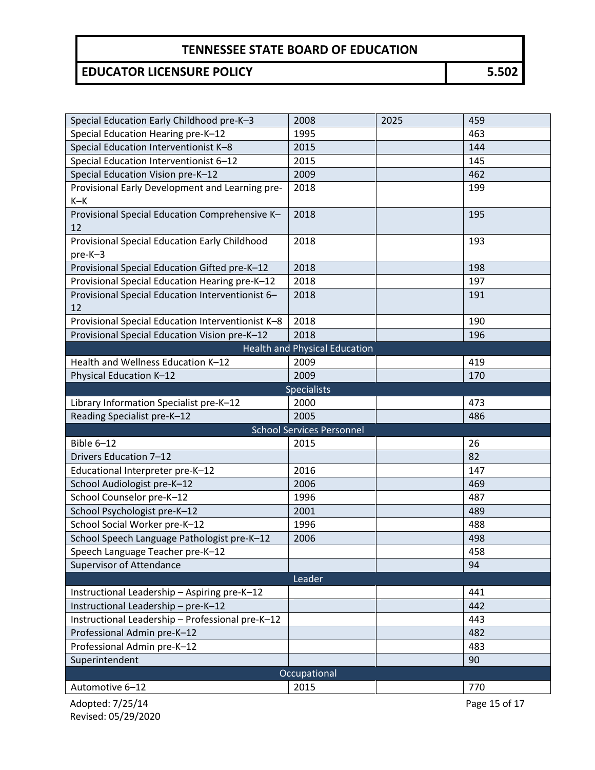| | | | |
|---|---|---|---|
| Special Education Early Childhood pre-K–3 | 2008 | 2025 | 459 |
| Special Education Hearing pre-K–12 | 1995 | | 463 |
| Special Education Interventionist K–8 | 2015 | | 144 |
| Special Education Interventionist 6–12 | 2015 | | 145 |
| Special Education Vision pre-K–12 | 2009 | | 462 |
| Provisional Early Development and Learning pre-K–K | 2018 | | 199 |
| Provisional Special Education Comprehensive K–12 | 2018 | | 195 |
| Provisional Special Education Early Childhood pre-K–3 | 2018 | | 193 |
| Provisional Special Education Gifted pre-K–12 | 2018 | | 198 |
| Provisional Special Education Hearing pre-K–12 | 2018 | | 197 |
| Provisional Special Education Interventionist 6–12 | 2018 | | 191 |
| Provisional Special Education Interventionist K–8 | 2018 | | 190 |
| Provisional Special Education Vision pre-K–12 | 2018 | | 196 |
| **Health and Physical Education** | | | |
| Health and Wellness Education K–12 | 2009 | | 419 |
| Physical Education K–12 | 2009 | | 170 |
| **Specialists** | | | |
| Library Information Specialist pre-K–12 | 2000 | | 473 |
| Reading Specialist pre-K–12 | 2005 | | 486 |
| **School Services Personnel** | | | |
| Bible 6–12 | 2015 | | 26 |
| Drivers Education 7–12 | | | 82 |
| Educational Interpreter pre-K–12 | 2016 | | 147 |
| School Audiologist pre-K–12 | 2006 | | 469 |
| School Counselor pre-K–12 | 1996 | | 487 |
| School Psychologist pre-K–12 | 2001 | | 489 |
| School Social Worker pre-K–12 | 1996 | | 488 |
| School Speech Language Pathologist pre-K–12 | 2006 | | 498 |
| Speech Language Teacher pre-K–12 | | | 458 |
| Supervisor of Attendance | | | 94 |
| **Leader** | | | |
| Instructional Leadership – Aspiring pre-K–12 | | | 441 |
| Instructional Leadership – pre-K–12 | | | 442 |
| Instructional Leadership – Professional pre-K–12 | | | 443 |
| Professional Admin pre-K–12 | | | 482 |
| Professional Admin pre-K–12 | | | 483 |
| Superintendent | | | 90 |
| **Occupational** | | | |
| Automotive 6–12 | 2015 | | 770 |

Adopted: 7/25/14
Revised: 05/29/2020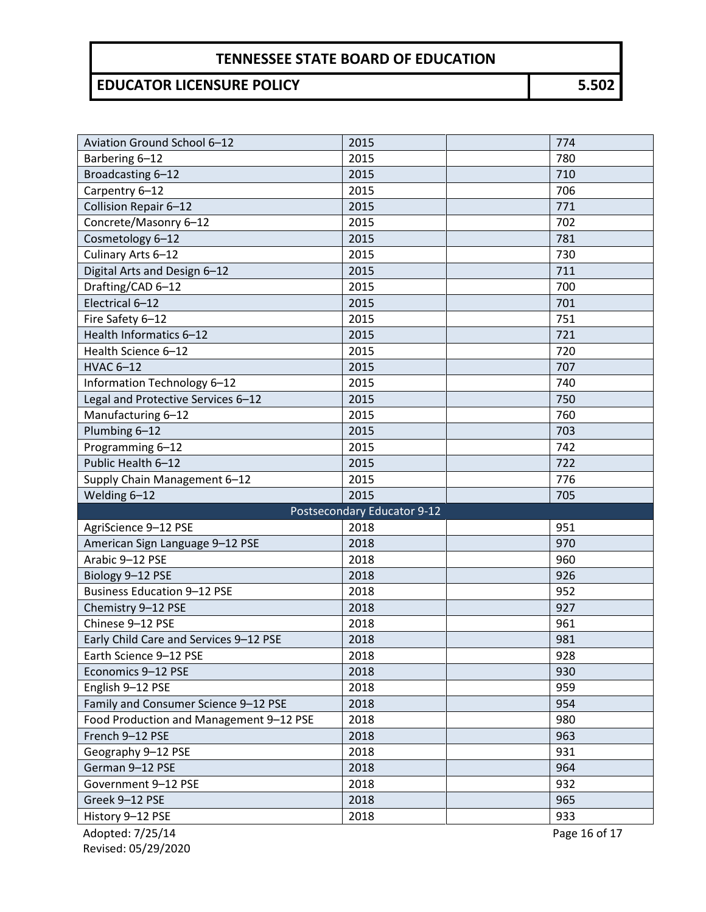| | | | |
|---|---|---|---|
| Aviation Ground School 6–12 | 2015 | | 774 |
| Barbering 6–12 | 2015 | | 780 |
| Broadcasting 6–12 | 2015 | | 710 |
| Carpentry 6–12 | 2015 | | 706 |
| Collision Repair 6–12 | 2015 | | 771 |
| Concrete/Masonry 6–12 | 2015 | | 702 |
| Cosmetology 6–12 | 2015 | | 781 |
| Culinary Arts 6–12 | 2015 | | 730 |
| Digital Arts and Design 6–12 | 2015 | | 711 |
| Drafting/CAD 6–12 | 2015 | | 700 |
| Electrical 6–12 | 2015 | | 701 |
| Fire Safety 6–12 | 2015 | | 751 |
| Health Informatics 6–12 | 2015 | | 721 |
| Health Science 6–12 | 2015 | | 720 |
| HVAC 6–12 | 2015 | | 707 |
| Information Technology 6–12 | 2015 | | 740 |
| Legal and Protective Services 6–12 | 2015 | | 750 |
| Manufacturing 6–12 | 2015 | | 760 |
| Plumbing 6–12 | 2015 | | 703 |
| Programming 6–12 | 2015 | | 742 |
| Public Health 6–12 | 2015 | | 722 |
| Supply Chain Management 6–12 | 2015 | | 776 |
| Welding 6–12 | 2015 | | 705 |
| **Postsecondary Educator 9-12** | | | |
| AgriScience 9–12 PSE | 2018 | | 951 |
| American Sign Language 9–12 PSE | 2018 | | 970 |
| Arabic 9–12 PSE | 2018 | | 960 |
| Biology 9–12 PSE | 2018 | | 926 |
| Business Education 9–12 PSE | 2018 | | 952 |
| Chemistry 9–12 PSE | 2018 | | 927 |
| Chinese 9–12 PSE | 2018 | | 961 |
| Early Child Care and Services 9–12 PSE | 2018 | | 981 |
| Earth Science 9–12 PSE | 2018 | | 928 |
| Economics 9–12 PSE | 2018 | | 930 |
| English 9–12 PSE | 2018 | | 959 |
| Family and Consumer Science 9–12 PSE | 2018 | | 954 |
| Food Production and Management 9–12 PSE | 2018 | | 980 |
| French 9–12 PSE | 2018 | | 963 |
| Geography 9–12 PSE | 2018 | | 931 |
| German 9–12 PSE | 2018 | | 964 |
| Government 9–12 PSE | 2018 | | 932 |
| Greek 9–12 PSE | 2018 | | 965 |
| History 9–12 PSE | 2018 | | 933 |

Adopted: 7/25/14
Revised: 05/29/2020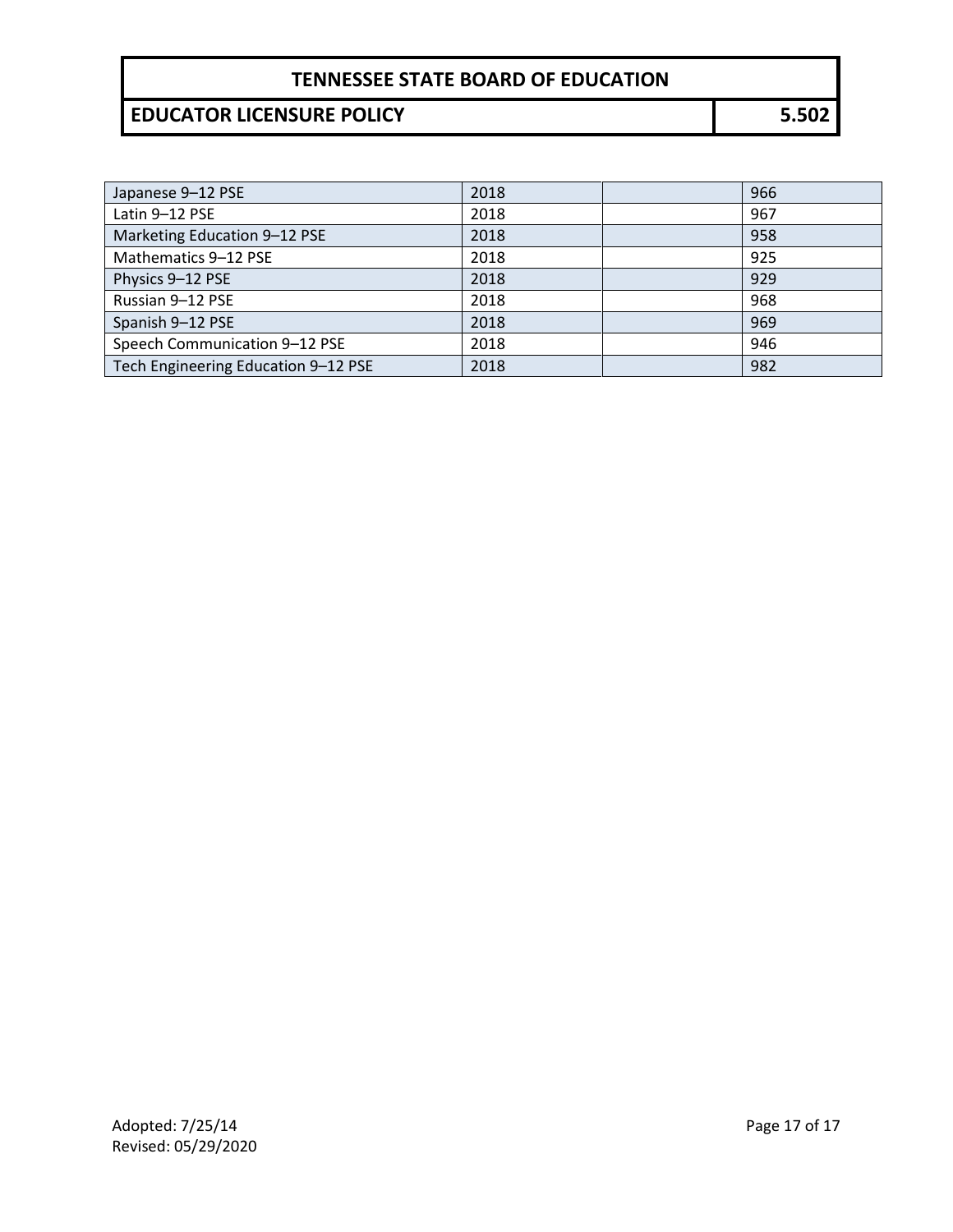| | | | |
|---|---|---|---|
| Japanese 9–12 PSE | 2018 | | 966 |
| Latin 9–12 PSE | 2018 | | 967 |
| Marketing Education 9–12 PSE | 2018 | | 958 |
| Mathematics 9–12 PSE | 2018 | | 925 |
| Physics 9–12 PSE | 2018 | | 929 |
| Russian 9–12 PSE | 2018 | | 968 |
| Spanish 9–12 PSE | 2018 | | 969 |
| Speech Communication 9–12 PSE | 2018 | | 946 |
| Tech Engineering Education 9–12 PSE | 2018 | | 982 |